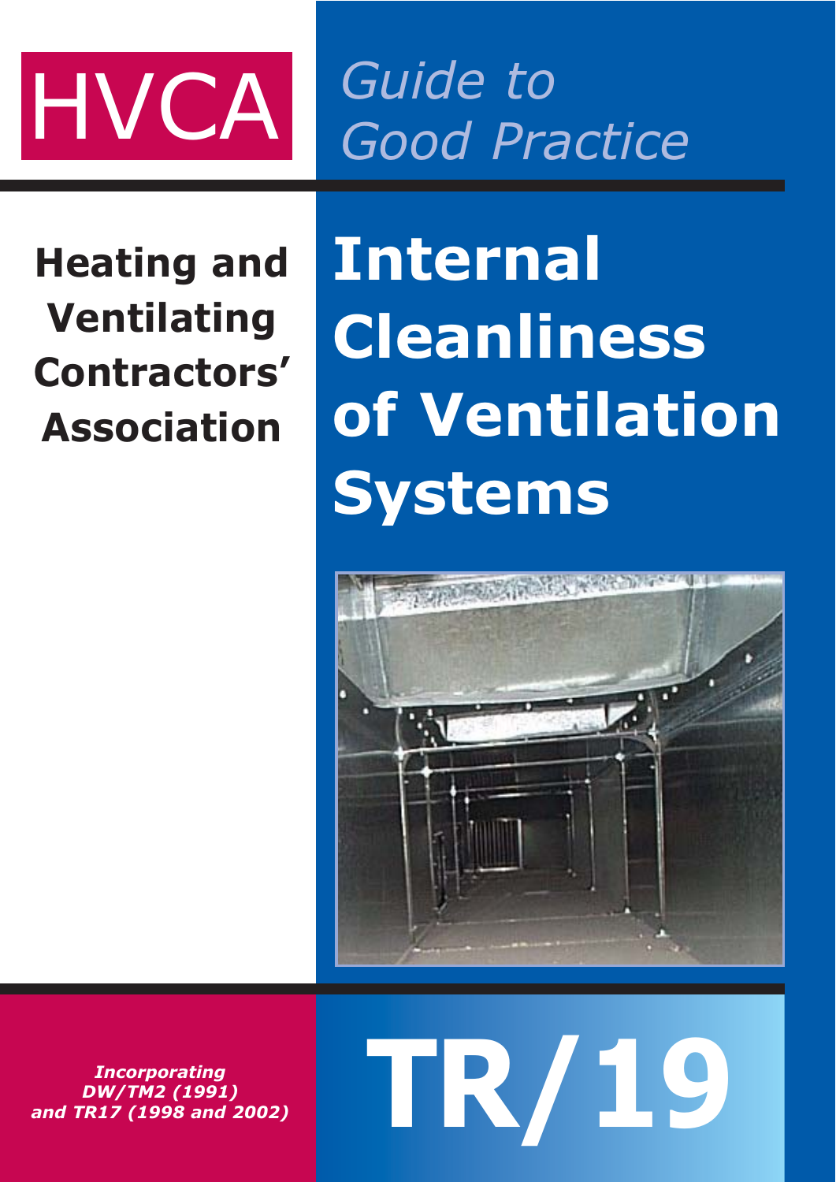HVCA

*Guide to Good Practice*

**Heating and Ventilating Contractors' Association**

# Internal Cleanliness of Ventilation Systems

***Incorporating DW/TM2 (1991) and TR17 (1998 and 2002)***

# TR/19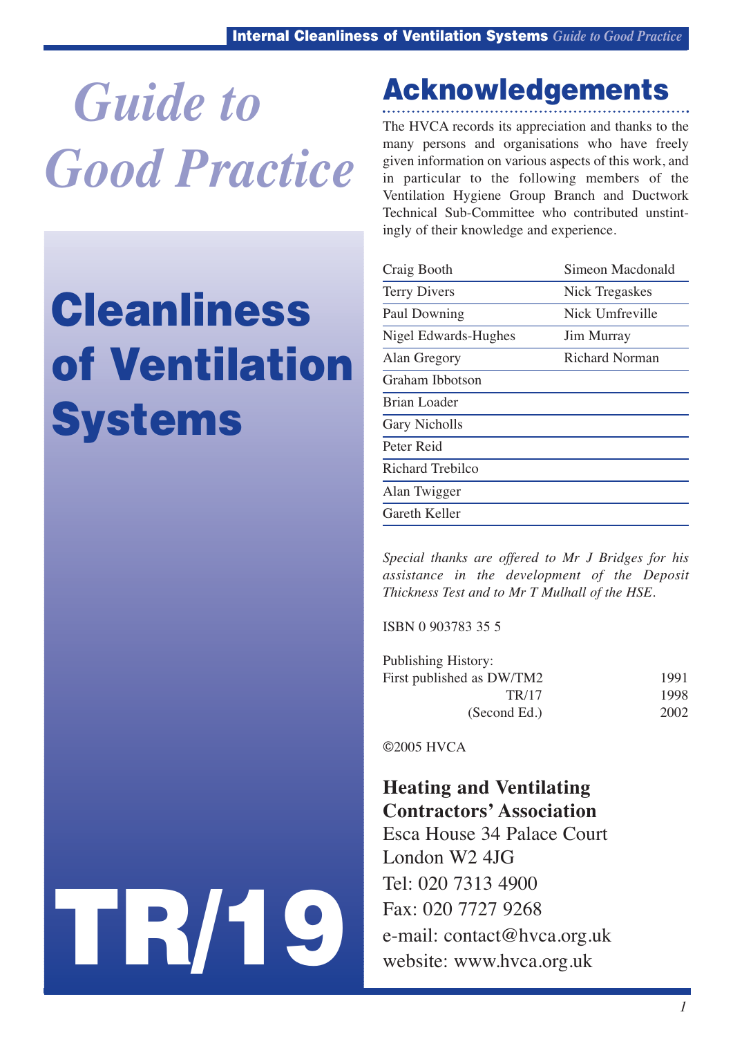# Guide to Good Practice

# Cleanliness of Ventilation Systems

# TR/19

## Acknowledgements

The HVCA records its appreciation and thanks to the many persons and organisations who have freely given information on various aspects of this work, and in particular to the following members of the Ventilation Hygiene Group Branch and Ductwork Technical Sub-Committee who contributed unstintingly of their knowledge and experience.

| | |
|---|---|
| Craig Booth | Simeon Macdonald |
| Terry Divers | Nick Tregaskes |
| Paul Downing | Nick Umfreville |
| Nigel Edwards-Hughes | Jim Murray |
| Alan Gregory | Richard Norman |
| Graham Ibbotson | |
| Brian Loader | |
| Gary Nicholls | |
| Peter Reid | |
| Richard Trebilco | |
| Alan Twigger | |
| Gareth Keller | |

*Special thanks are offered to Mr J Bridges for his assistance in the development of the Deposit Thickness Test and to Mr T Mulhall of the HSE.*

ISBN 0 903783 35 5

Publishing History:

| | |
|---|---|
| First published as DW/TM2 | 1991 |
| TR/17 | 1998 |
| (Second Ed.) | 2002 |

©2005 HVCA

**Heating and Ventilating Contractors' Association**
Esca House 34 Palace Court
London W2 4JG
Tel: 020 7313 4900
Fax: 020 7727 9268
e-mail: contact@hvca.org.uk
website: www.hvca.org.uk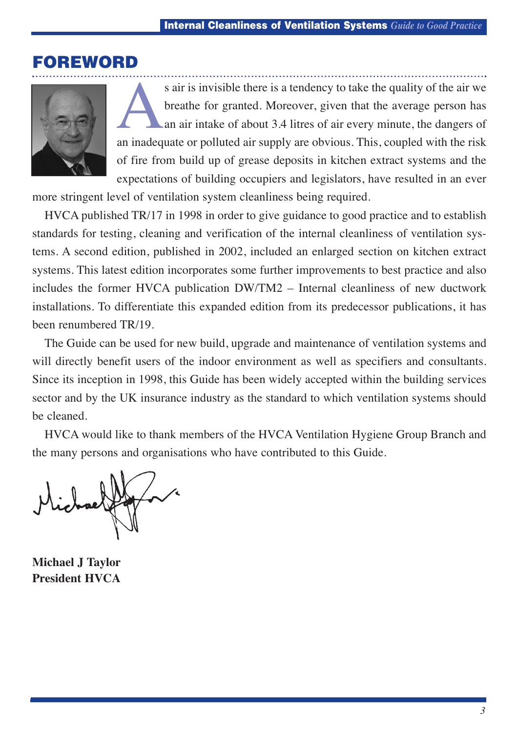# FOREWORD

As air is invisible there is a tendency to take the quality of the air we breathe for granted. Moreover, given that the average person has an air intake of about 3.4 litres of air every minute, the dangers of an inadequate or polluted air supply are obvious. This, coupled with the risk of fire from build up of grease deposits in kitchen extract systems and the expectations of building occupiers and legislators, have resulted in an ever more stringent level of ventilation system cleanliness being required.

HVCA published TR/17 in 1998 in order to give guidance to good practice and to establish standards for testing, cleaning and verification of the internal cleanliness of ventilation systems. A second edition, published in 2002, included an enlarged section on kitchen extract systems. This latest edition incorporates some further improvements to best practice and also includes the former HVCA publication DW/TM2 – Internal cleanliness of new ductwork installations. To differentiate this expanded edition from its predecessor publications, it has been renumbered TR/19.

The Guide can be used for new build, upgrade and maintenance of ventilation systems and will directly benefit users of the indoor environment as well as specifiers and consultants. Since its inception in 1998, this Guide has been widely accepted within the building services sector and by the UK insurance industry as the standard to which ventilation systems should be cleaned.

HVCA would like to thank members of the HVCA Ventilation Hygiene Group Branch and the many persons and organisations who have contributed to this Guide.

**Michael J Taylor**
**President HVCA**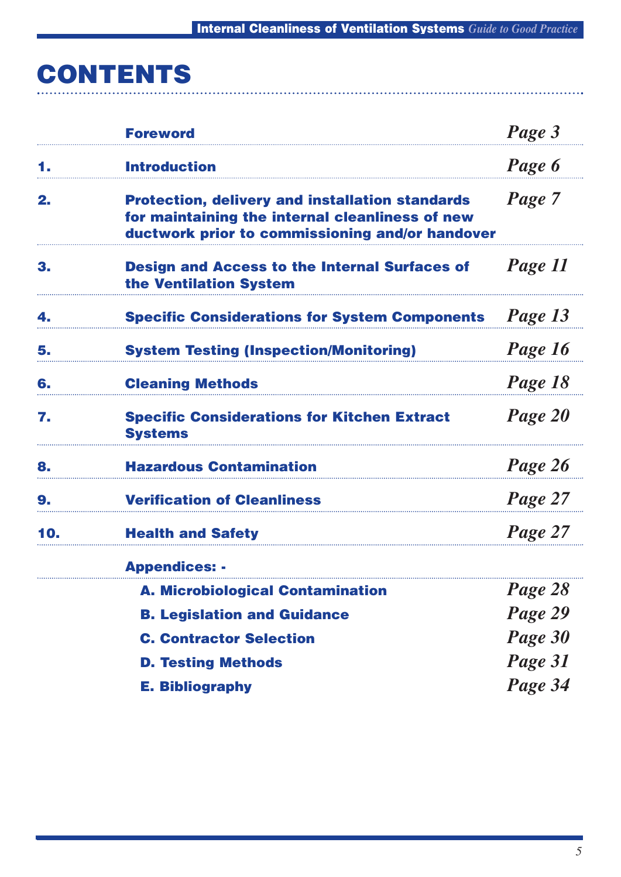# CONTENTS

| | | |
|---|---|---|
| | **Foreword** | *Page 3* |
| **1.** | **Introduction** | *Page 6* |
| **2.** | **Protection, delivery and installation standards for maintaining the internal cleanliness of new ductwork prior to commissioning and/or handover** | *Page 7* |
| **3.** | **Design and Access to the Internal Surfaces of the Ventilation System** | *Page 11* |
| **4.** | **Specific Considerations for System Components** | *Page 13* |
| **5.** | **System Testing (Inspection/Monitoring)** | *Page 16* |
| **6.** | **Cleaning Methods** | *Page 18* |
| **7.** | **Specific Considerations for Kitchen Extract Systems** | *Page 20* |
| **8.** | **Hazardous Contamination** | *Page 26* |
| **9.** | **Verification of Cleanliness** | *Page 27* |
| **10.** | **Health and Safety** | *Page 27* |
| | **Appendices: -** | |
| | **A. Microbiological Contamination** | *Page 28* |
| | **B. Legislation and Guidance** | *Page 29* |
| | **C. Contractor Selection** | *Page 30* |
| | **D. Testing Methods** | *Page 31* |
| | **E. Bibliography** | *Page 34* |